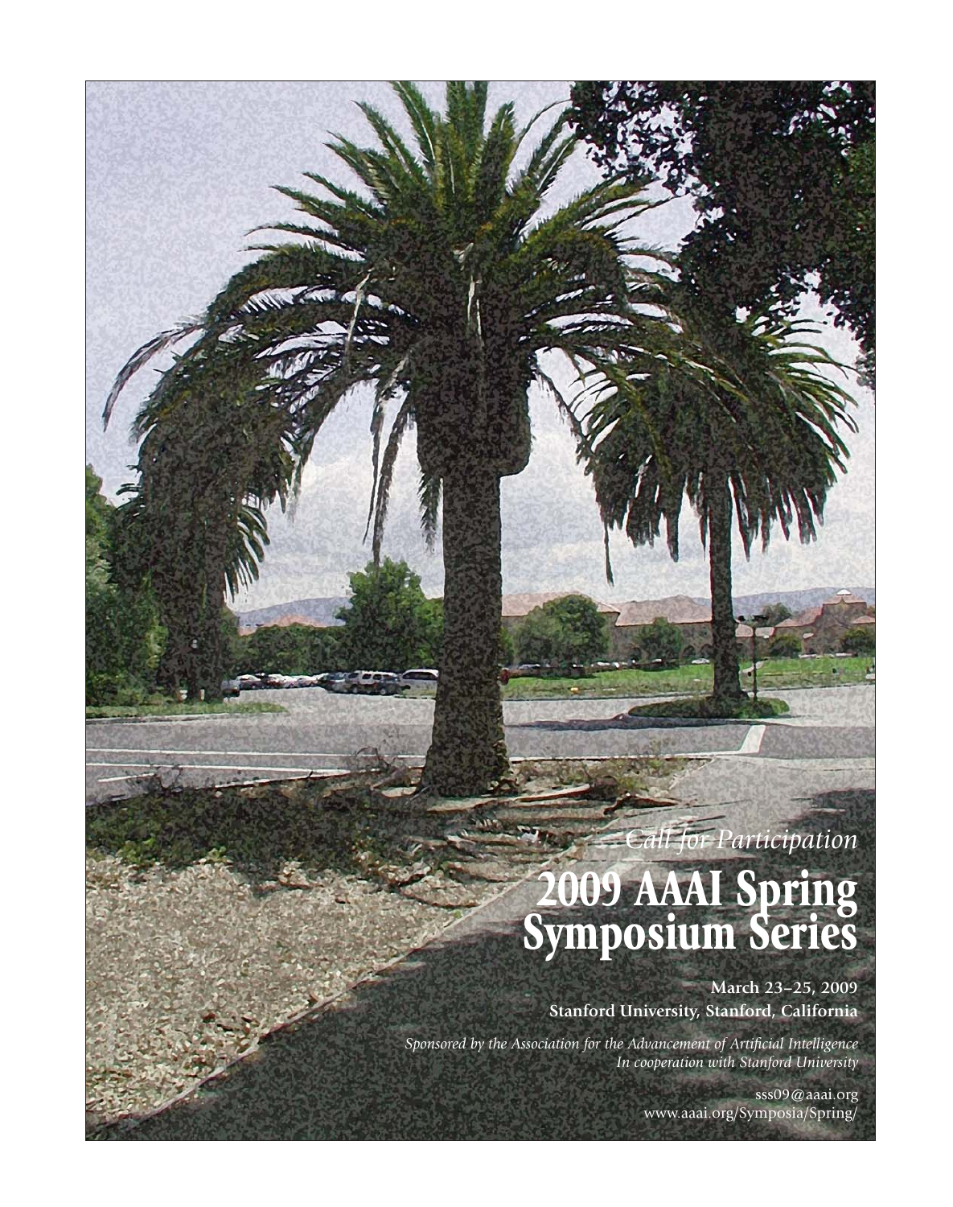*Call for Participation*

# 2009 AAAI Spring Symposium Series

**March 23–25, 2009**
**Stanford University, Stanford, California**

*Sponsored by the Association for the Advancement of Artificial Intelligence*
*In cooperation with Stanford University*

sss09@aaai.org
www.aaai.org/Symposia/Spring/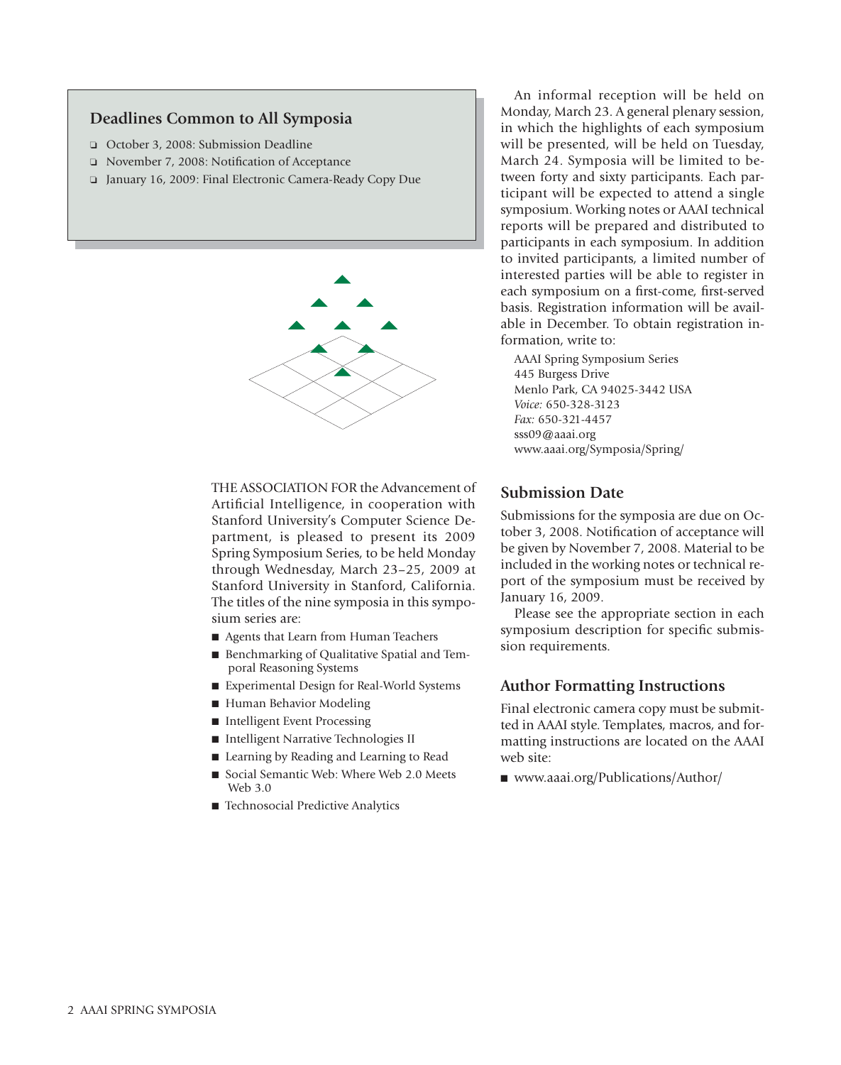## Deadlines Common to All Symposia

- October 3, 2008: Submission Deadline
- November 7, 2008: Notification of Acceptance
- January 16, 2009: Final Electronic Camera-Ready Copy Due

THE ASSOCIATION FOR the Advancement of Artificial Intelligence, in cooperation with Stanford University's Computer Science Department, is pleased to present its 2009 Spring Symposium Series, to be held Monday through Wednesday, March 23–25, 2009 at Stanford University in Stanford, California. The titles of the nine symposia in this symposium series are:

- Agents that Learn from Human Teachers
- Benchmarking of Qualitative Spatial and Temporal Reasoning Systems
- Experimental Design for Real-World Systems
- Human Behavior Modeling
- Intelligent Event Processing
- Intelligent Narrative Technologies II
- Learning by Reading and Learning to Read
- Social Semantic Web: Where Web 2.0 Meets Web 3.0
- Technosocial Predictive Analytics

An informal reception will be held on Monday, March 23. A general plenary session, in which the highlights of each symposium will be presented, will be held on Tuesday, March 24. Symposia will be limited to between forty and sixty participants. Each participant will be expected to attend a single symposium. Working notes or AAAI technical reports will be prepared and distributed to participants in each symposium. In addition to invited participants, a limited number of interested parties will be able to register in each symposium on a first-come, first-served basis. Registration information will be available in December. To obtain registration information, write to:

AAAI Spring Symposium Series
445 Burgess Drive
Menlo Park, CA 94025-3442 USA
*Voice:* 650-328-3123
*Fax:* 650-321-4457
sss09@aaai.org
www.aaai.org/Symposia/Spring/

## Submission Date

Submissions for the symposia are due on October 3, 2008. Notification of acceptance will be given by November 7, 2008. Material to be included in the working notes or technical report of the symposium must be received by January 16, 2009.

Please see the appropriate section in each symposium description for specific submission requirements.

## Author Formatting Instructions

Final electronic camera copy must be submitted in AAAI style. Templates, macros, and formatting instructions are located on the AAAI web site:

- www.aaai.org/Publications/Author/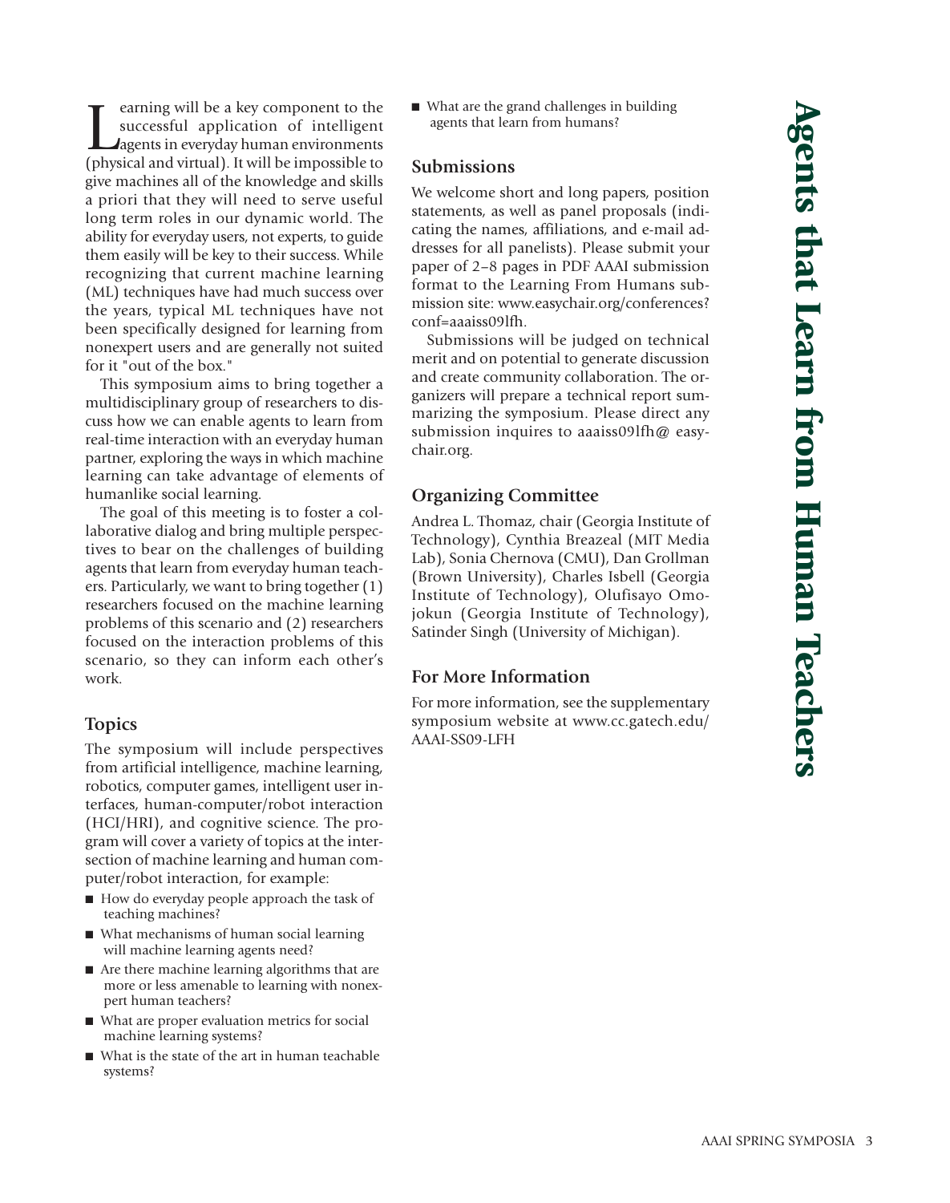# Agents that Learn from Human Teachers

Learning will be a key component to the successful application of intelligent agents in everyday human environments (physical and virtual). It will be impossible to give machines all of the knowledge and skills a priori that they will need to serve useful long term roles in our dynamic world. The ability for everyday users, not experts, to guide them easily will be key to their success. While recognizing that current machine learning (ML) techniques have had much success over the years, typical ML techniques have not been specifically designed for learning from nonexpert users and are generally not suited for it "out of the box."

This symposium aims to bring together a multidisciplinary group of researchers to discuss how we can enable agents to learn from real-time interaction with an everyday human partner, exploring the ways in which machine learning can take advantage of elements of humanlike social learning.

The goal of this meeting is to foster a collaborative dialog and bring multiple perspectives to bear on the challenges of building agents that learn from everyday human teachers. Particularly, we want to bring together (1) researchers focused on the machine learning problems of this scenario and (2) researchers focused on the interaction problems of this scenario, so they can inform each other's work.

## Topics

The symposium will include perspectives from artificial intelligence, machine learning, robotics, computer games, intelligent user interfaces, human-computer/robot interaction (HCI/HRI), and cognitive science. The program will cover a variety of topics at the intersection of machine learning and human computer/robot interaction, for example:

- How do everyday people approach the task of teaching machines?
- What mechanisms of human social learning will machine learning agents need?
- Are there machine learning algorithms that are more or less amenable to learning with nonexpert human teachers?
- What are proper evaluation metrics for social machine learning systems?
- What is the state of the art in human teachable systems?
- What are the grand challenges in building agents that learn from humans?

## Submissions

We welcome short and long papers, position statements, as well as panel proposals (indicating the names, affiliations, and e-mail addresses for all panelists). Please submit your paper of 2–8 pages in PDF AAAI submission format to the Learning From Humans submission site: www.easychair.org/conferences?conf=aaaiss09lfh.

Submissions will be judged on technical merit and on potential to generate discussion and create community collaboration. The organizers will prepare a technical report summarizing the symposium. Please direct any submission inquires to aaaiss09lfh@ easychair.org.

## Organizing Committee

Andrea L. Thomaz, chair (Georgia Institute of Technology), Cynthia Breazeal (MIT Media Lab), Sonia Chernova (CMU), Dan Grollman (Brown University), Charles Isbell (Georgia Institute of Technology), Olufisayo Omojokun (Georgia Institute of Technology), Satinder Singh (University of Michigan).

## For More Information

For more information, see the supplementary symposium website at www.cc.gatech.edu/AAAI-SS09-LFH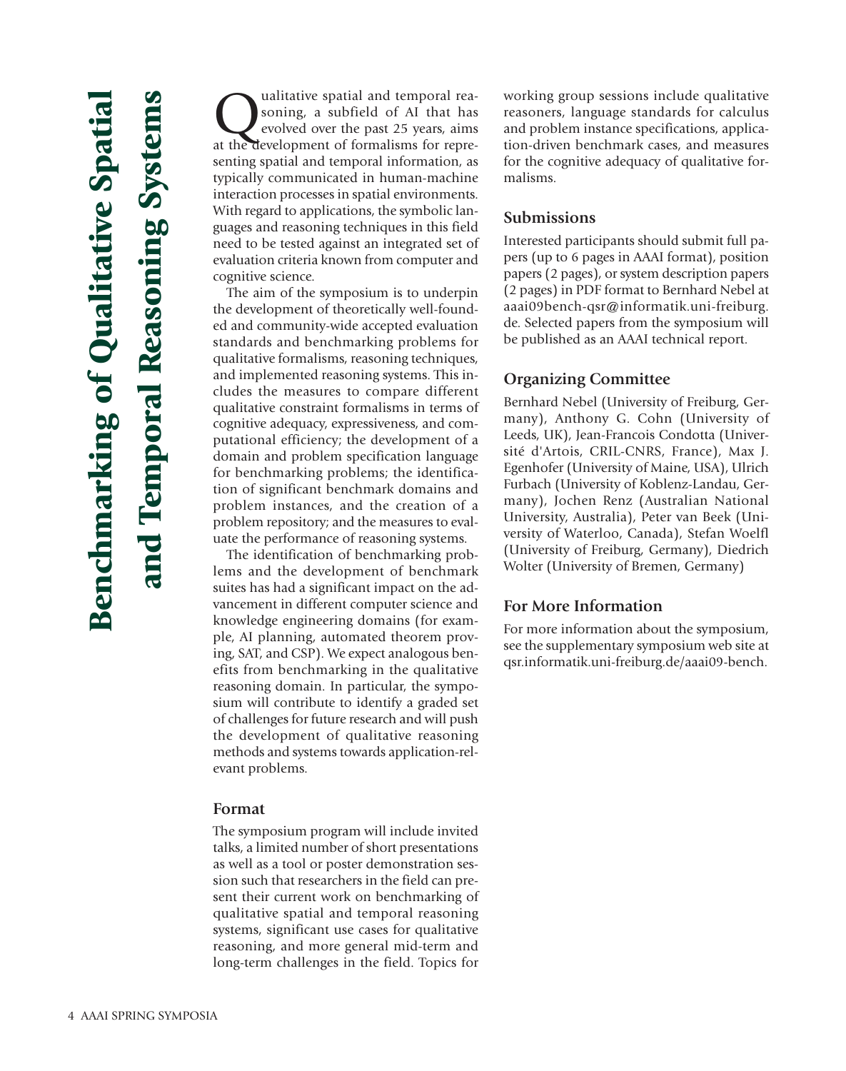# Benchmarking of Qualitative Spatial and Temporal Reasoning Systems

Qualitative spatial and temporal reasoning, a subfield of AI that has evolved over the past 25 years, aims at the development of formalisms for representing spatial and temporal information, as typically communicated in human-machine interaction processes in spatial environments. With regard to applications, the symbolic languages and reasoning techniques in this field need to be tested against an integrated set of evaluation criteria known from computer and cognitive science.

The aim of the symposium is to underpin the development of theoretically well-founded and community-wide accepted evaluation standards and benchmarking problems for qualitative formalisms, reasoning techniques, and implemented reasoning systems. This includes the measures to compare different qualitative constraint formalisms in terms of cognitive adequacy, expressiveness, and computational efficiency; the development of a domain and problem specification language for benchmarking problems; the identification of significant benchmark domains and problem instances, and the creation of a problem repository; and the measures to evaluate the performance of reasoning systems.

The identification of benchmarking problems and the development of benchmark suites has had a significant impact on the advancement in different computer science and knowledge engineering domains (for example, AI planning, automated theorem proving, SAT, and CSP). We expect analogous benefits from benchmarking in the qualitative reasoning domain. In particular, the symposium will contribute to identify a graded set of challenges for future research and will push the development of qualitative reasoning methods and systems towards application-relevant problems.

## Format

The symposium program will include invited talks, a limited number of short presentations as well as a tool or poster demonstration session such that researchers in the field can present their current work on benchmarking of qualitative spatial and temporal reasoning systems, significant use cases for qualitative reasoning, and more general mid-term and long-term challenges in the field. Topics for working group sessions include qualitative reasoners, language standards for calculus and problem instance specifications, application-driven benchmark cases, and measures for the cognitive adequacy of qualitative formalisms.

## Submissions

Interested participants should submit full papers (up to 6 pages in AAAI format), position papers (2 pages), or system description papers (2 pages) in PDF format to Bernhard Nebel at aaai09bench-qsr@informatik.uni-freiburg.de. Selected papers from the symposium will be published as an AAAI technical report.

## Organizing Committee

Bernhard Nebel (University of Freiburg, Germany), Anthony G. Cohn (University of Leeds, UK), Jean-Francois Condotta (Université d'Artois, CRIL-CNRS, France), Max J. Egenhofer (University of Maine, USA), Ulrich Furbach (University of Koblenz-Landau, Germany), Jochen Renz (Australian National University, Australia), Peter van Beek (University of Waterloo, Canada), Stefan Woelfl (University of Freiburg, Germany), Diedrich Wolter (University of Bremen, Germany)

## For More Information

For more information about the symposium, see the supplementary symposium web site at qsr.informatik.uni-freiburg.de/aaai09-bench.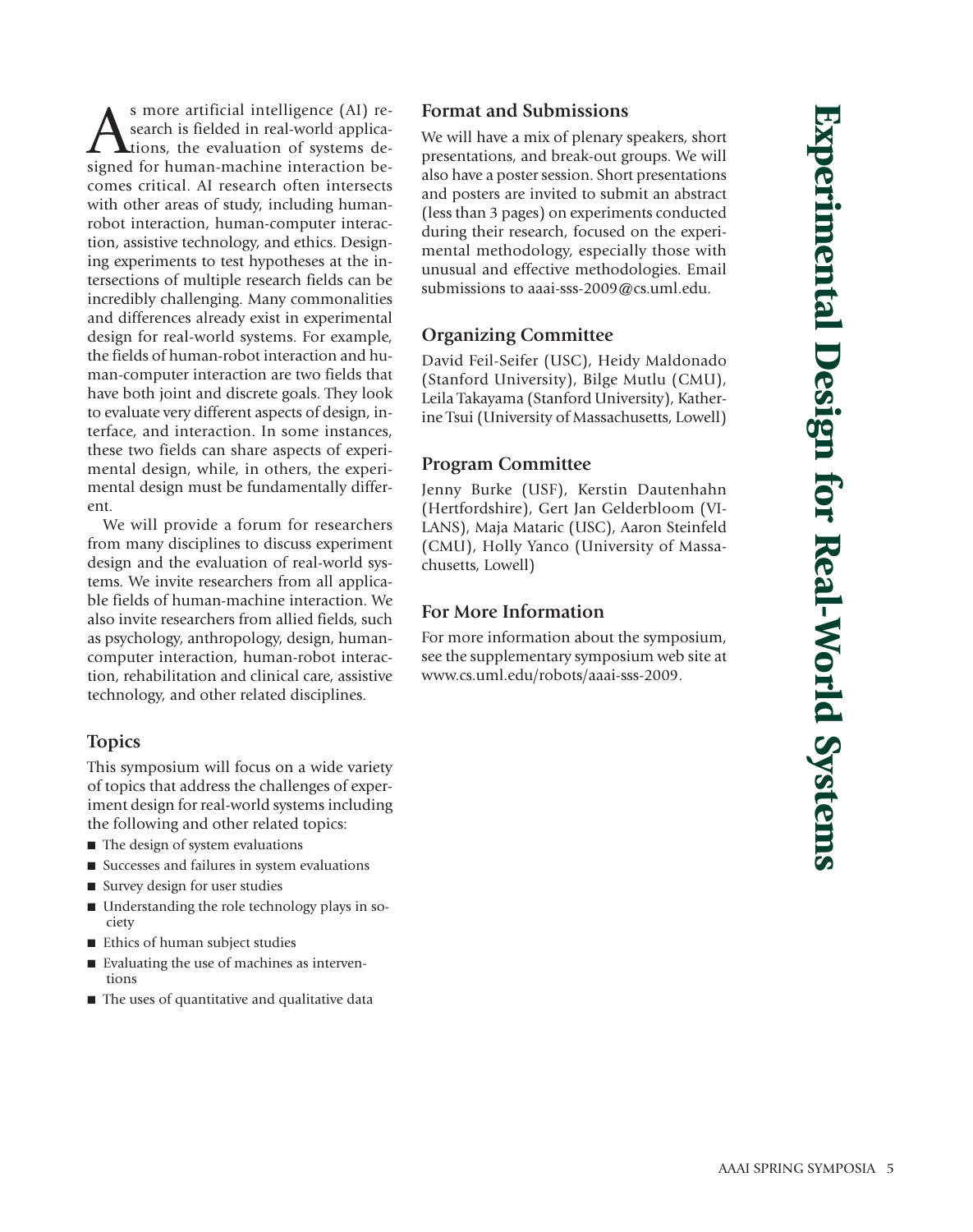# Experimental Design for Real-World Systems

As more artificial intelligence (AI) research is fielded in real-world applications, the evaluation of systems designed for human-machine interaction becomes critical. AI research often intersects with other areas of study, including human-robot interaction, human-computer interaction, assistive technology, and ethics. Designing experiments to test hypotheses at the intersections of multiple research fields can be incredibly challenging. Many commonalities and differences already exist in experimental design for real-world systems. For example, the fields of human-robot interaction and human-computer interaction are two fields that have both joint and discrete goals. They look to evaluate very different aspects of design, interface, and interaction. In some instances, these two fields can share aspects of experimental design, while, in others, the experimental design must be fundamentally different.

We will provide a forum for researchers from many disciplines to discuss experiment design and the evaluation of real-world systems. We invite researchers from all applicable fields of human-machine interaction. We also invite researchers from allied fields, such as psychology, anthropology, design, human-computer interaction, human-robot interaction, rehabilitation and clinical care, assistive technology, and other related disciplines.

## Topics

This symposium will focus on a wide variety of topics that address the challenges of experiment design for real-world systems including the following and other related topics:

- The design of system evaluations
- Successes and failures in system evaluations
- Survey design for user studies
- Understanding the role technology plays in society
- Ethics of human subject studies
- Evaluating the use of machines as interventions
- The uses of quantitative and qualitative data

## Format and Submissions

We will have a mix of plenary speakers, short presentations, and break-out groups. We will also have a poster session. Short presentations and posters are invited to submit an abstract (less than 3 pages) on experiments conducted during their research, focused on the experimental methodology, especially those with unusual and effective methodologies. Email submissions to aaai-sss-2009@cs.uml.edu.

## Organizing Committee

David Feil-Seifer (USC), Heidy Maldonado (Stanford University), Bilge Mutlu (CMU), Leila Takayama (Stanford University), Katherine Tsui (University of Massachusetts, Lowell)

## Program Committee

Jenny Burke (USF), Kerstin Dautenhahn (Hertfordshire), Gert Jan Gelderbloom (VILANS), Maja Mataric (USC), Aaron Steinfeld (CMU), Holly Yanco (University of Massachusetts, Lowell)

## For More Information

For more information about the symposium, see the supplementary symposium web site at www.cs.uml.edu/robots/aaai-sss-2009.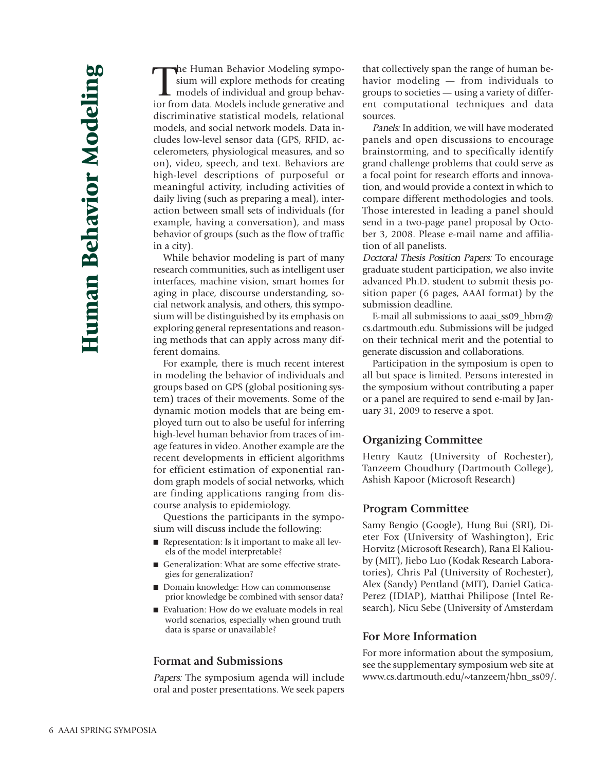# Human Behavior Modeling

The Human Behavior Modeling symposium will explore methods for creating models of individual and group behavior from data. Models include generative and discriminative statistical models, relational models, and social network models. Data includes low-level sensor data (GPS, RFID, accelerometers, physiological measures, and so on), video, speech, and text. Behaviors are high-level descriptions of purposeful or meaningful activity, including activities of daily living (such as preparing a meal), interaction between small sets of individuals (for example, having a conversation), and mass behavior of groups (such as the flow of traffic in a city).

While behavior modeling is part of many research communities, such as intelligent user interfaces, machine vision, smart homes for aging in place, discourse understanding, social network analysis, and others, this symposium will be distinguished by its emphasis on exploring general representations and reasoning methods that can apply across many different domains.

For example, there is much recent interest in modeling the behavior of individuals and groups based on GPS (global positioning system) traces of their movements. Some of the dynamic motion models that are being employed turn out to also be useful for inferring high-level human behavior from traces of image features in video. Another example are the recent developments in efficient algorithms for efficient estimation of exponential random graph models of social networks, which are finding applications ranging from discourse analysis to epidemiology.

Questions the participants in the symposium will discuss include the following:

- Representation: Is it important to make all levels of the model interpretable?
- Generalization: What are some effective strategies for generalization?
- Domain knowledge: How can commonsense prior knowledge be combined with sensor data?
- Evaluation: How do we evaluate models in real world scenarios, especially when ground truth data is sparse or unavailable?

## Format and Submissions

*Papers:* The symposium agenda will include oral and poster presentations. We seek papers that collectively span the range of human behavior modeling — from individuals to groups to societies — using a variety of different computational techniques and data sources.

*Panels:* In addition, we will have moderated panels and open discussions to encourage brainstorming, and to specifically identify grand challenge problems that could serve as a focal point for research efforts and innovation, and would provide a context in which to compare different methodologies and tools. Those interested in leading a panel should send in a two-page panel proposal by October 3, 2008. Please e-mail name and affiliation of all panelists.

*Doctoral Thesis Position Papers:* To encourage graduate student participation, we also invite advanced Ph.D. student to submit thesis position paper (6 pages, AAAI format) by the submission deadline.

E-mail all submissions to aaai_ss09_hbm@cs.dartmouth.edu. Submissions will be judged on their technical merit and the potential to generate discussion and collaborations.

Participation in the symposium is open to all but space is limited. Persons interested in the symposium without contributing a paper or a panel are required to send e-mail by January 31, 2009 to reserve a spot.

## Organizing Committee

Henry Kautz (University of Rochester), Tanzeem Choudhury (Dartmouth College), Ashish Kapoor (Microsoft Research)

## Program Committee

Samy Bengio (Google), Hung Bui (SRI), Dieter Fox (University of Washington), Eric Horvitz (Microsoft Research), Rana El Kaliouby (MIT), Jiebo Luo (Kodak Research Laboratories), Chris Pal (University of Rochester), Alex (Sandy) Pentland (MIT), Daniel Gatica-Perez (IDIAP), Matthai Philipose (Intel Research), Nicu Sebe (University of Amsterdam

## For More Information

For more information about the symposium, see the supplementary symposium web site at www.cs.dartmouth.edu/~tanzeem/hbn_ss09/.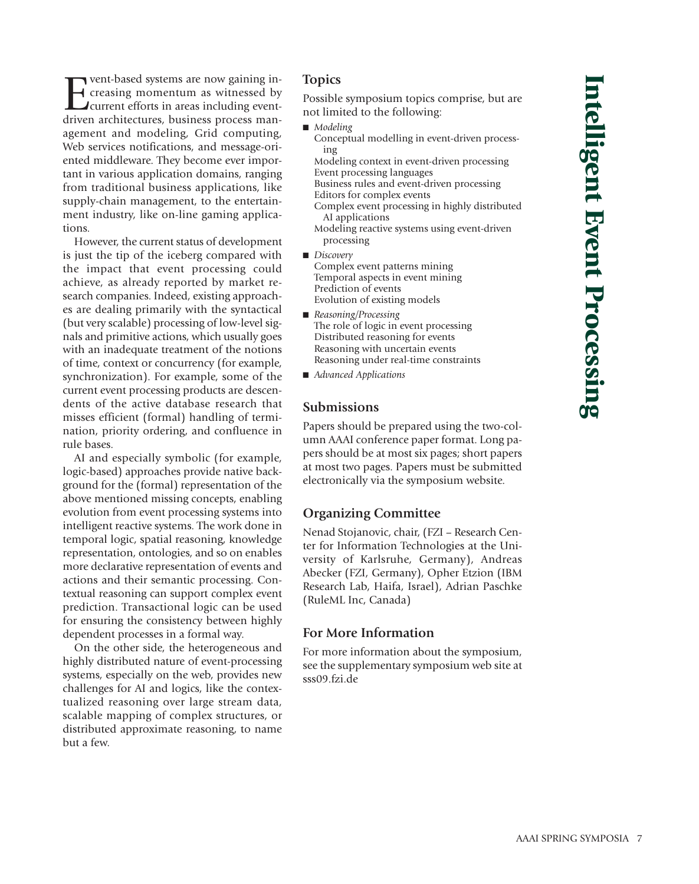# Intelligent Event Processing

Event-based systems are now gaining increasing momentum as witnessed by current efforts in areas including event-driven architectures, business process management and modeling, Grid computing, Web services notifications, and message-oriented middleware. They become ever important in various application domains, ranging from traditional business applications, like supply-chain management, to the entertainment industry, like on-line gaming applications.

However, the current status of development is just the tip of the iceberg compared with the impact that event processing could achieve, as already reported by market research companies. Indeed, existing approaches are dealing primarily with the syntactical (but very scalable) processing of low-level signals and primitive actions, which usually goes with an inadequate treatment of the notions of time, context or concurrency (for example, synchronization). For example, some of the current event processing products are descendents of the active database research that misses efficient (formal) handling of termination, priority ordering, and confluence in rule bases.

AI and especially symbolic (for example, logic-based) approaches provide native background for the (formal) representation of the above mentioned missing concepts, enabling evolution from event processing systems into intelligent reactive systems. The work done in temporal logic, spatial reasoning, knowledge representation, ontologies, and so on enables more declarative representation of events and actions and their semantic processing. Contextual reasoning can support complex event prediction. Transactional logic can be used for ensuring the consistency between highly dependent processes in a formal way.

On the other side, the heterogeneous and highly distributed nature of event-processing systems, especially on the web, provides new challenges for AI and logics, like the contextualized reasoning over large stream data, scalable mapping of complex structures, or distributed approximate reasoning, to name but a few.

## Topics

Possible symposium topics comprise, but are not limited to the following:

- *Modeling*
  - Conceptual modelling in event-driven processing
  - Modeling context in event-driven processing
  - Event processing languages
  - Business rules and event-driven processing
  - Editors for complex events
  - Complex event processing in highly distributed AI applications
  - Modeling reactive systems using event-driven processing
- *Discovery*
  - Complex event patterns mining
  - Temporal aspects in event mining
  - Prediction of events
  - Evolution of existing models
- *Reasoning/Processing*
  - The role of logic in event processing
  - Distributed reasoning for events
  - Reasoning with uncertain events
  - Reasoning under real-time constraints
- *Advanced Applications*

## Submissions

Papers should be prepared using the two-column AAAI conference paper format. Long papers should be at most six pages; short papers at most two pages. Papers must be submitted electronically via the symposium website.

## Organizing Committee

Nenad Stojanovic, chair, (FZI – Research Center for Information Technologies at the University of Karlsruhe, Germany), Andreas Abecker (FZI, Germany), Opher Etzion (IBM Research Lab, Haifa, Israel), Adrian Paschke (RuleML Inc, Canada)

## For More Information

For more information about the symposium, see the supplementary symposium web site at sss09.fzi.de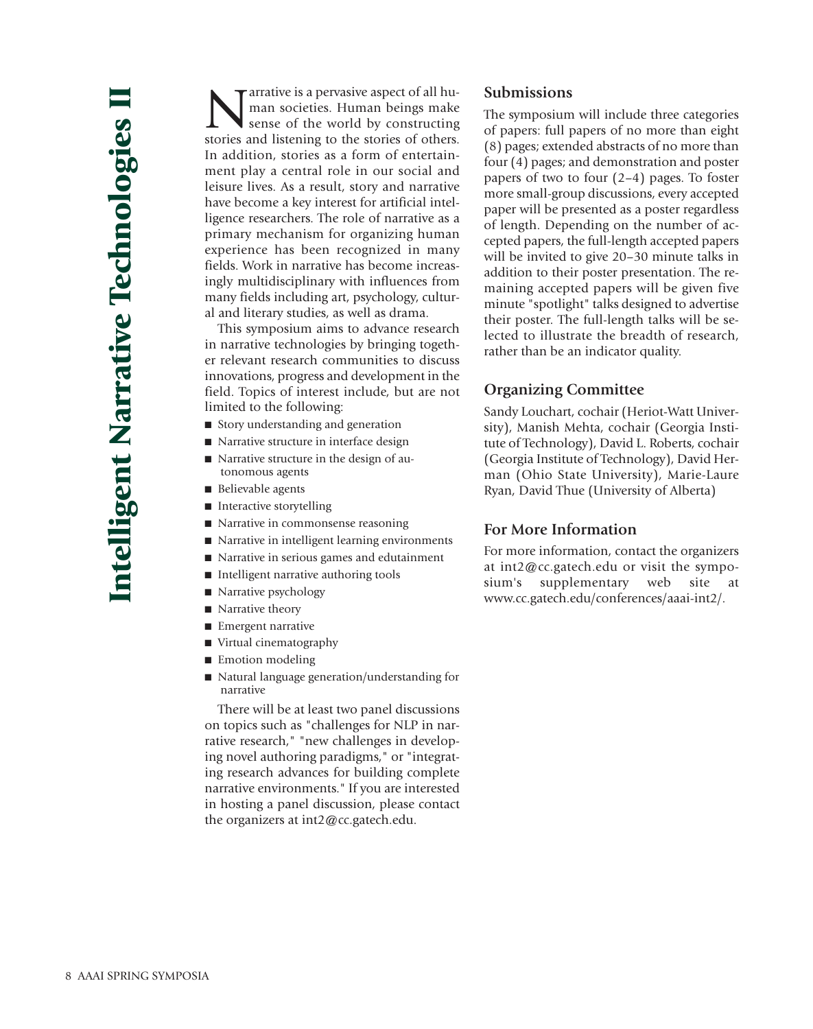# Intelligent Narrative Technologies II

Narrative is a pervasive aspect of all human societies. Human beings make sense of the world by constructing stories and listening to the stories of others. In addition, stories as a form of entertainment play a central role in our social and leisure lives. As a result, story and narrative have become a key interest for artificial intelligence researchers. The role of narrative as a primary mechanism for organizing human experience has been recognized in many fields. Work in narrative has become increasingly multidisciplinary with influences from many fields including art, psychology, cultural and literary studies, as well as drama.

This symposium aims to advance research in narrative technologies by bringing together relevant research communities to discuss innovations, progress and development in the field. Topics of interest include, but are not limited to the following:

- Story understanding and generation
- Narrative structure in interface design
- Narrative structure in the design of autonomous agents
- Believable agents
- Interactive storytelling
- Narrative in commonsense reasoning
- Narrative in intelligent learning environments
- Narrative in serious games and edutainment
- Intelligent narrative authoring tools
- Narrative psychology
- Narrative theory
- Emergent narrative
- Virtual cinematography
- Emotion modeling
- Natural language generation/understanding for narrative

There will be at least two panel discussions on topics such as "challenges for NLP in narrative research," "new challenges in developing novel authoring paradigms," or "integrating research advances for building complete narrative environments." If you are interested in hosting a panel discussion, please contact the organizers at int2@cc.gatech.edu.

## Submissions

The symposium will include three categories of papers: full papers of no more than eight (8) pages; extended abstracts of no more than four (4) pages; and demonstration and poster papers of two to four (2–4) pages. To foster more small-group discussions, every accepted paper will be presented as a poster regardless of length. Depending on the number of accepted papers, the full-length accepted papers will be invited to give 20–30 minute talks in addition to their poster presentation. The remaining accepted papers will be given five minute "spotlight" talks designed to advertise their poster. The full-length talks will be selected to illustrate the breadth of research, rather than be an indicator quality.

## Organizing Committee

Sandy Louchart, cochair (Heriot-Watt University), Manish Mehta, cochair (Georgia Institute of Technology), David L. Roberts, cochair (Georgia Institute of Technology), David Herman (Ohio State University), Marie-Laure Ryan, David Thue (University of Alberta)

## For More Information

For more information, contact the organizers at int2@cc.gatech.edu or visit the symposium's supplementary web site at www.cc.gatech.edu/conferences/aaai-int2/.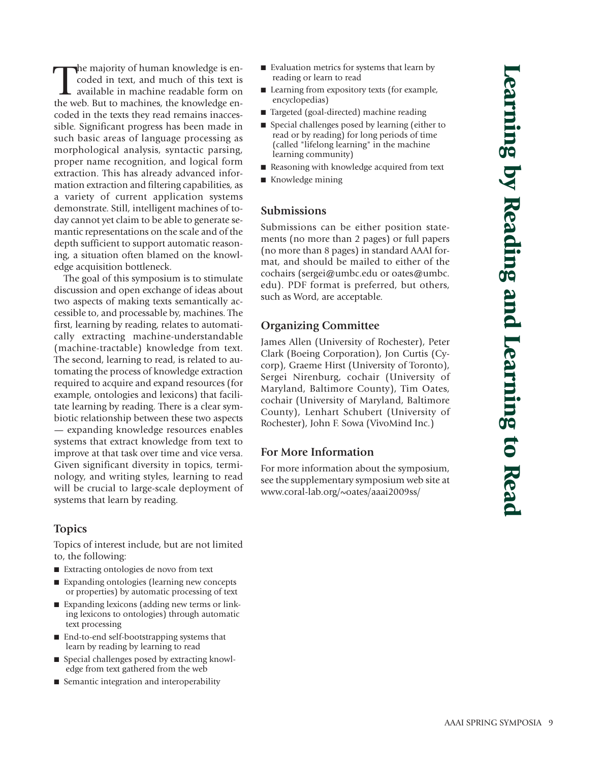# Learning by Reading and Learning to Read

The majority of human knowledge is encoded in text, and much of this text is available in machine readable form on the web. But to machines, the knowledge encoded in the texts they read remains inaccessible. Significant progress has been made in such basic areas of language processing as morphological analysis, syntactic parsing, proper name recognition, and logical form extraction. This has already advanced information extraction and filtering capabilities, as a variety of current application systems demonstrate. Still, intelligent machines of today cannot yet claim to be able to generate semantic representations on the scale and of the depth sufficient to support automatic reasoning, a situation often blamed on the knowledge acquisition bottleneck.

The goal of this symposium is to stimulate discussion and open exchange of ideas about two aspects of making texts semantically accessible to, and processable by, machines. The first, learning by reading, relates to automatically extracting machine-understandable (machine-tractable) knowledge from text. The second, learning to read, is related to automating the process of knowledge extraction required to acquire and expand resources (for example, ontologies and lexicons) that facilitate learning by reading. There is a clear symbiotic relationship between these two aspects — expanding knowledge resources enables systems that extract knowledge from text to improve at that task over time and vice versa. Given significant diversity in topics, terminology, and writing styles, learning to read will be crucial to large-scale deployment of systems that learn by reading.

## Topics

Topics of interest include, but are not limited to, the following:

- Extracting ontologies de novo from text
- Expanding ontologies (learning new concepts or properties) by automatic processing of text
- Expanding lexicons (adding new terms or linking lexicons to ontologies) through automatic text processing
- End-to-end self-bootstrapping systems that learn by reading by learning to read
- Special challenges posed by extracting knowledge from text gathered from the web
- Semantic integration and interoperability
- Evaluation metrics for systems that learn by reading or learn to read
- Learning from expository texts (for example, encyclopedias)
- Targeted (goal-directed) machine reading
- Special challenges posed by learning (either to read or by reading) for long periods of time (called "lifelong learning" in the machine learning community)
- Reasoning with knowledge acquired from text
- Knowledge mining

## Submissions

Submissions can be either position statements (no more than 2 pages) or full papers (no more than 8 pages) in standard AAAI format, and should be mailed to either of the cochairs (sergei@umbc.edu or oates@umbc.edu). PDF format is preferred, but others, such as Word, are acceptable.

## Organizing Committee

James Allen (University of Rochester), Peter Clark (Boeing Corporation), Jon Curtis (Cycorp), Graeme Hirst (University of Toronto), Sergei Nirenburg, cochair (University of Maryland, Baltimore County), Tim Oates, cochair (University of Maryland, Baltimore County), Lenhart Schubert (University of Rochester), John F. Sowa (VivoMind Inc.)

## For More Information

For more information about the symposium, see the supplementary symposium web site at www.coral-lab.org/~oates/aaai2009ss/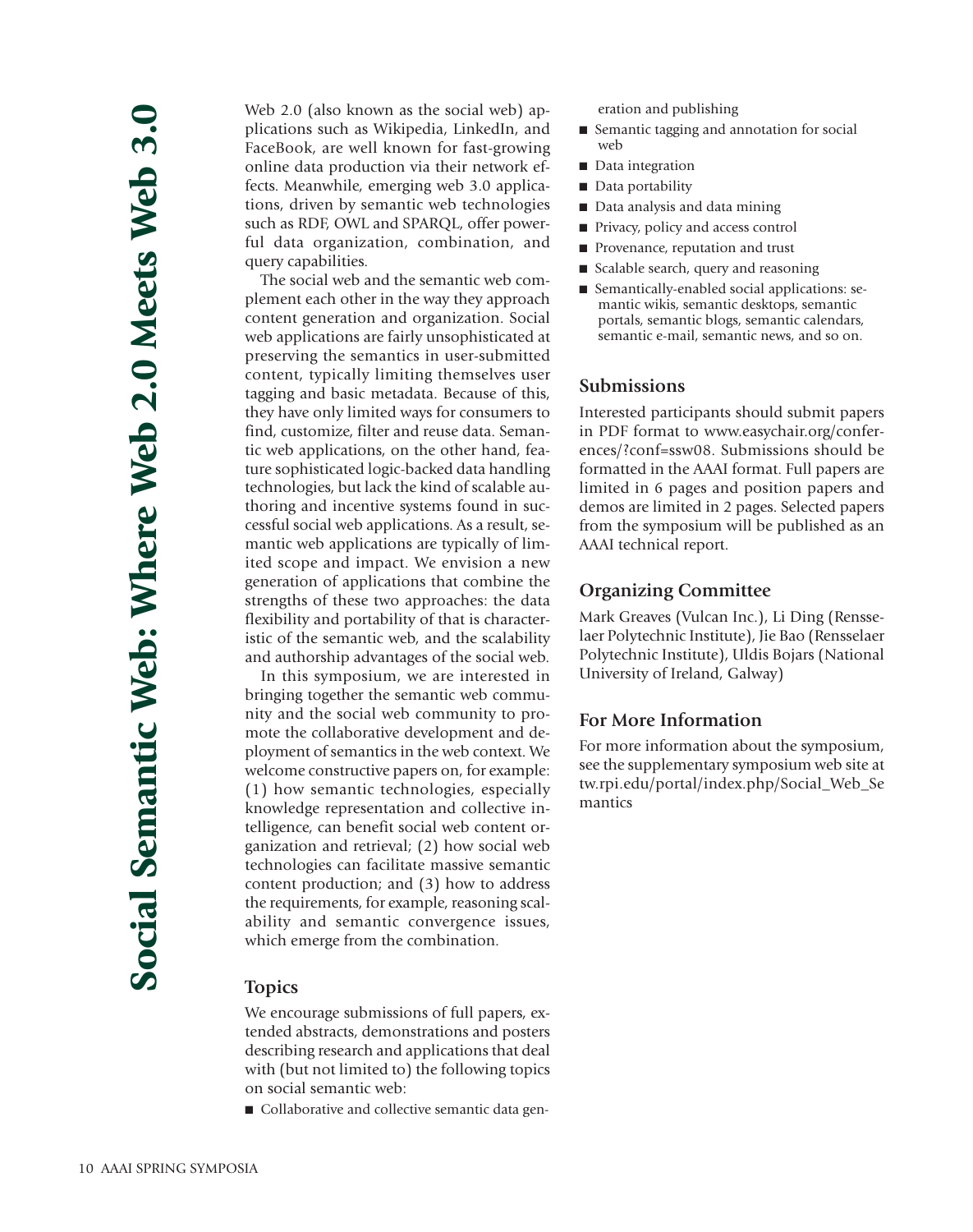# Social Semantic Web: Where Web 2.0 Meets Web 3.0

Web 2.0 (also known as the social web) applications such as Wikipedia, LinkedIn, and FaceBook, are well known for fast-growing online data production via their network effects. Meanwhile, emerging web 3.0 applications, driven by semantic web technologies such as RDF, OWL and SPARQL, offer powerful data organization, combination, and query capabilities.

The social web and the semantic web complement each other in the way they approach content generation and organization. Social web applications are fairly unsophisticated at preserving the semantics in user-submitted content, typically limiting themselves user tagging and basic metadata. Because of this, they have only limited ways for consumers to find, customize, filter and reuse data. Semantic web applications, on the other hand, feature sophisticated logic-backed data handling technologies, but lack the kind of scalable authoring and incentive systems found in successful social web applications. As a result, semantic web applications are typically of limited scope and impact. We envision a new generation of applications that combine the strengths of these two approaches: the data flexibility and portability of that is characteristic of the semantic web, and the scalability and authorship advantages of the social web.

In this symposium, we are interested in bringing together the semantic web community and the social web community to promote the collaborative development and deployment of semantics in the web context. We welcome constructive papers on, for example: (1) how semantic technologies, especially knowledge representation and collective intelligence, can benefit social web content organization and retrieval; (2) how social web technologies can facilitate massive semantic content production; and (3) how to address the requirements, for example, reasoning scalability and semantic convergence issues, which emerge from the combination.

## Topics

We encourage submissions of full papers, extended abstracts, demonstrations and posters describing research and applications that deal with (but not limited to) the following topics on social semantic web:

- Collaborative and collective semantic data generation and publishing
- Semantic tagging and annotation for social web
- Data integration
- Data portability
- Data analysis and data mining
- Privacy, policy and access control
- Provenance, reputation and trust
- Scalable search, query and reasoning
- Semantically-enabled social applications: semantic wikis, semantic desktops, semantic portals, semantic blogs, semantic calendars, semantic e-mail, semantic news, and so on.

## Submissions

Interested participants should submit papers in PDF format to www.easychair.org/conferences/?conf=ssw08. Submissions should be formatted in the AAAI format. Full papers are limited in 6 pages and position papers and demos are limited in 2 pages. Selected papers from the symposium will be published as an AAAI technical report.

## Organizing Committee

Mark Greaves (Vulcan Inc.), Li Ding (Rensselaer Polytechnic Institute), Jie Bao (Rensselaer Polytechnic Institute), Uldis Bojars (National University of Ireland, Galway)

## For More Information

For more information about the symposium, see the supplementary symposium web site at tw.rpi.edu/portal/index.php/Social_Web_Semantics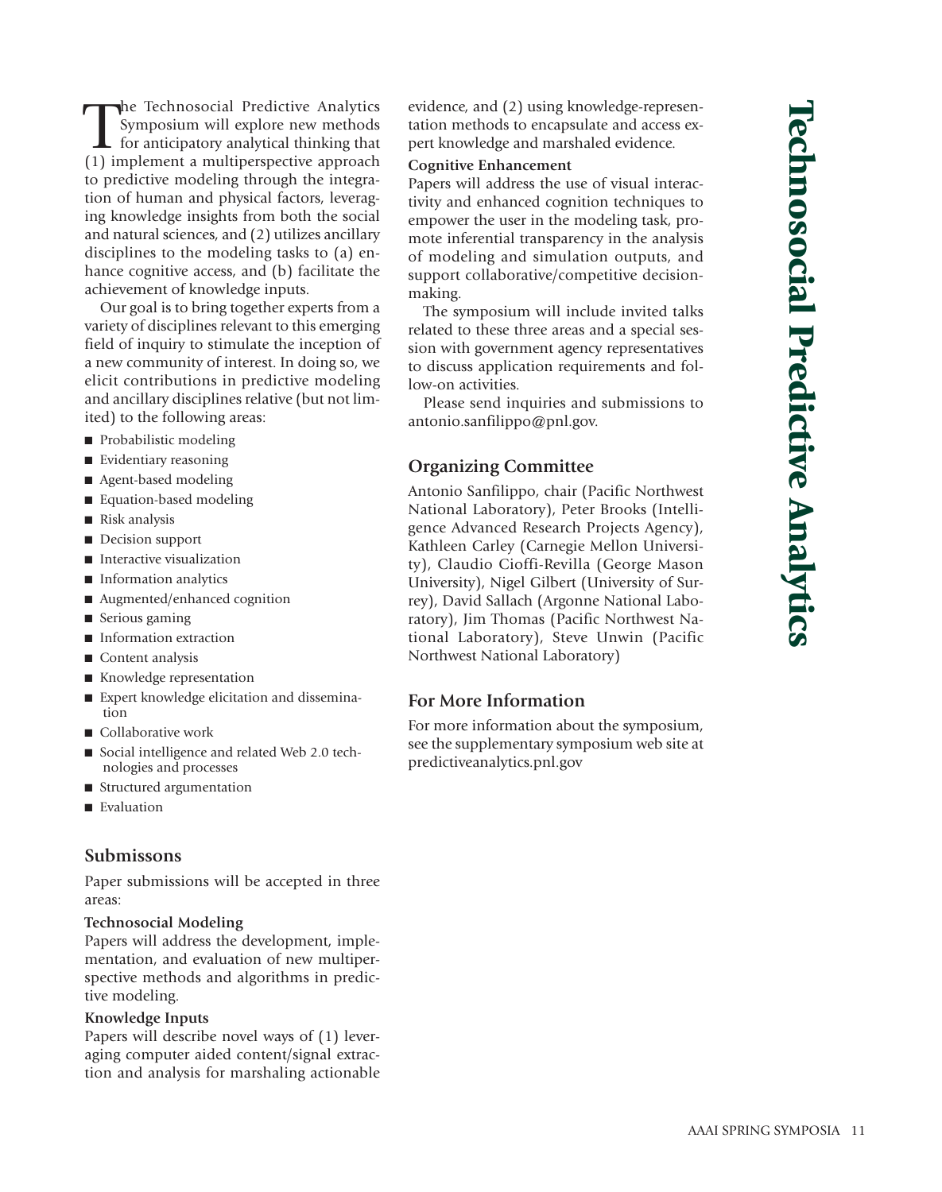# Technosocial Predictive Analytics

The Technosocial Predictive Analytics Symposium will explore new methods for anticipatory analytical thinking that (1) implement a multiperspective approach to predictive modeling through the integration of human and physical factors, leveraging knowledge insights from both the social and natural sciences, and (2) utilizes ancillary disciplines to the modeling tasks to (a) enhance cognitive access, and (b) facilitate the achievement of knowledge inputs.

Our goal is to bring together experts from a variety of disciplines relevant to this emerging field of inquiry to stimulate the inception of a new community of interest. In doing so, we elicit contributions in predictive modeling and ancillary disciplines relative (but not limited) to the following areas:

- Probabilistic modeling
- Evidentiary reasoning
- Agent-based modeling
- Equation-based modeling
- Risk analysis
- Decision support
- Interactive visualization
- Information analytics
- Augmented/enhanced cognition
- Serious gaming
- Information extraction
- Content analysis
- Knowledge representation
- Expert knowledge elicitation and dissemination
- Collaborative work
- Social intelligence and related Web 2.0 technologies and processes
- Structured argumentation
- Evaluation

## Submissons

Paper submissions will be accepted in three areas:

**Technosocial Modeling**

Papers will address the development, implementation, and evaluation of new multiperspective methods and algorithms in predictive modeling.

**Knowledge Inputs**

Papers will describe novel ways of (1) leveraging computer aided content/signal extraction and analysis for marshaling actionable evidence, and (2) using knowledge-representation methods to encapsulate and access expert knowledge and marshaled evidence.

**Cognitive Enhancement**

Papers will address the use of visual interactivity and enhanced cognition techniques to empower the user in the modeling task, promote inferential transparency in the analysis of modeling and simulation outputs, and support collaborative/competitive decision-making.

The symposium will include invited talks related to these three areas and a special session with government agency representatives to discuss application requirements and follow-on activities.

Please send inquiries and submissions to antonio.sanfilippo@pnl.gov.

## Organizing Committee

Antonio Sanfilippo, chair (Pacific Northwest National Laboratory), Peter Brooks (Intelligence Advanced Research Projects Agency), Kathleen Carley (Carnegie Mellon University), Claudio Cioffi-Revilla (George Mason University), Nigel Gilbert (University of Surrey), David Sallach (Argonne National Laboratory), Jim Thomas (Pacific Northwest National Laboratory), Steve Unwin (Pacific Northwest National Laboratory)

## For More Information

For more information about the symposium, see the supplementary symposium web site at predictiveanalytics.pnl.gov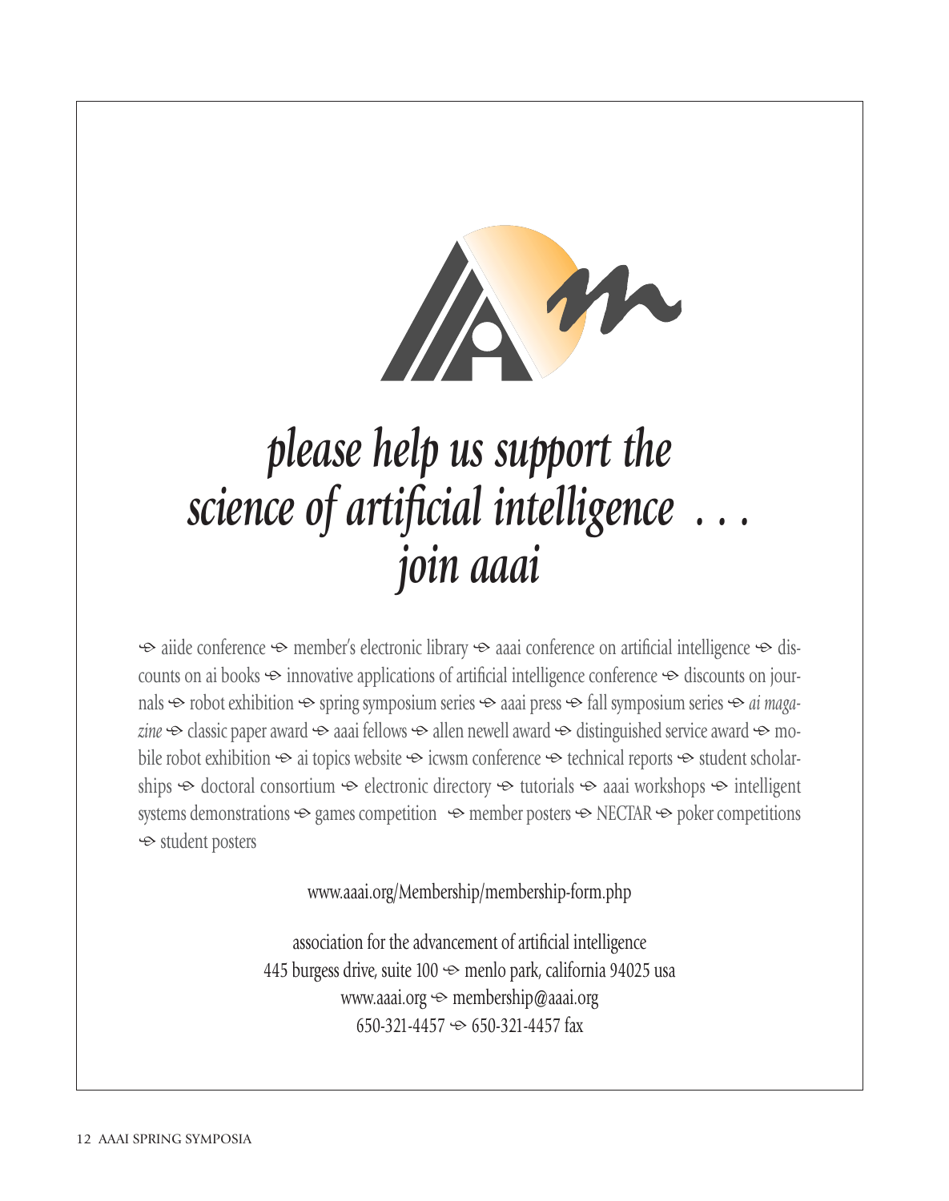# *please help us support the science of artificial intelligence . . . join aaai*

⇴ aiide conference ⇴ member's electronic library ⇴ aaai conference on artificial intelligence ⇴ discounts on ai books ⇴ innovative applications of artificial intelligence conference ⇴ discounts on journals ⇴ robot exhibition ⇴ spring symposium series ⇴ aaai press ⇴ fall symposium series ⇴ *ai magazine* ⇴ classic paper award ⇴ aaai fellows ⇴ allen newell award ⇴ distinguished service award ⇴ mobile robot exhibition ⇴ ai topics website ⇴ icwsm conference ⇴ technical reports ⇴ student scholarships ⇴ doctoral consortium ⇴ electronic directory ⇴ tutorials ⇴ aaai workshops ⇴ intelligent systems demonstrations ⇴ games competition ⇴ member posters ⇴ NECTAR ⇴ poker competitions ⇴ student posters

www.aaai.org/Membership/membership-form.php

association for the advancement of artificial intelligence
445 burgess drive, suite 100 ⇴ menlo park, california 94025 usa
www.aaai.org ⇴ membership@aaai.org
650-321-4457 ⇴ 650-321-4457 fax